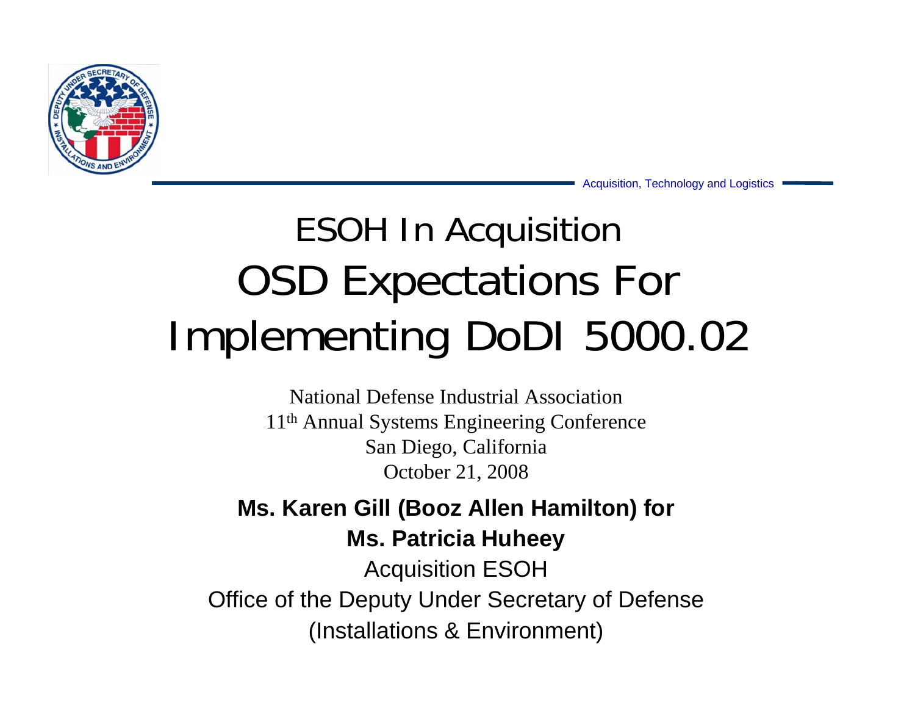# ESOH In Acquisition OSD Expectations For Implementing DoDI 5000.02

National Defense Industrial Association
11th Annual Systems Engineering Conference
San Diego, California
October 21, 2008

**Ms. Karen Gill (Booz Allen Hamilton) for**
**Ms. Patricia Huheey**
Acquisition ESOH
Office of the Deputy Under Secretary of Defense
(Installations & Environment)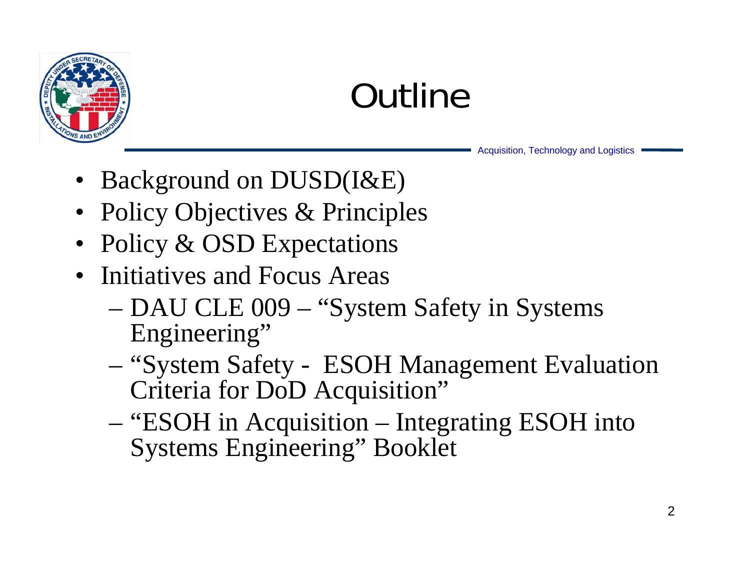# Outline

- Background on DUSD(I&E)
- Policy Objectives & Principles
- Policy & OSD Expectations
- Initiatives and Focus Areas
  - DAU CLE 009 – "System Safety in Systems Engineering"
  - "System Safety - ESOH Management Evaluation Criteria for DoD Acquisition"
  - "ESOH in Acquisition – Integrating ESOH into Systems Engineering" Booklet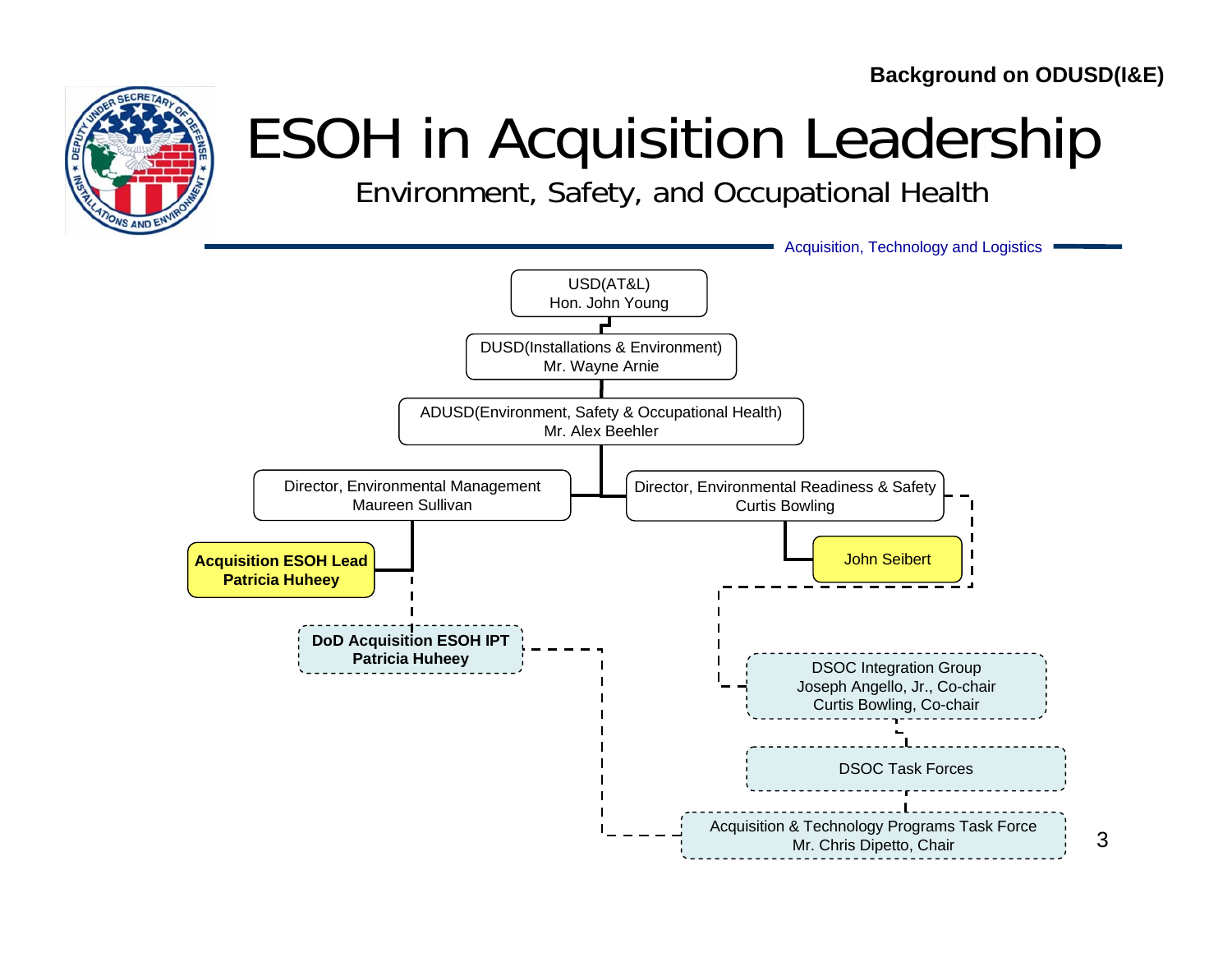Background on ODUSD(I&E)

# ESOH in Acquisition Leadership

## Environment, Safety, and Occupational Health

Acquisition, Technology and Logistics

- USD(AT&L)
  Hon. John Young
  - DUSD(Installations & Environment)
    Mr. Wayne Arnie
    - ADUSD(Environment, Safety & Occupational Health)
      Mr. Alex Beehler
      - Director, Environmental Management
        Maureen Sullivan
        - **Acquisition ESOH Lead**
          **Patricia Huheey**
        - **DoD Acquisition ESOH IPT**
          **Patricia Huheey**
          - Acquisition & Technology Programs Task Force
            Mr. Chris Dipetto, Chair
      - Director, Environmental Readiness & Safety
        Curtis Bowling
        - John Seibert
        - DSOC Integration Group
          Joseph Angello, Jr., Co-chair
          Curtis Bowling, Co-chair
          - DSOC Task Forces
            - Acquisition & Technology Programs Task Force
              Mr. Chris Dipetto, Chair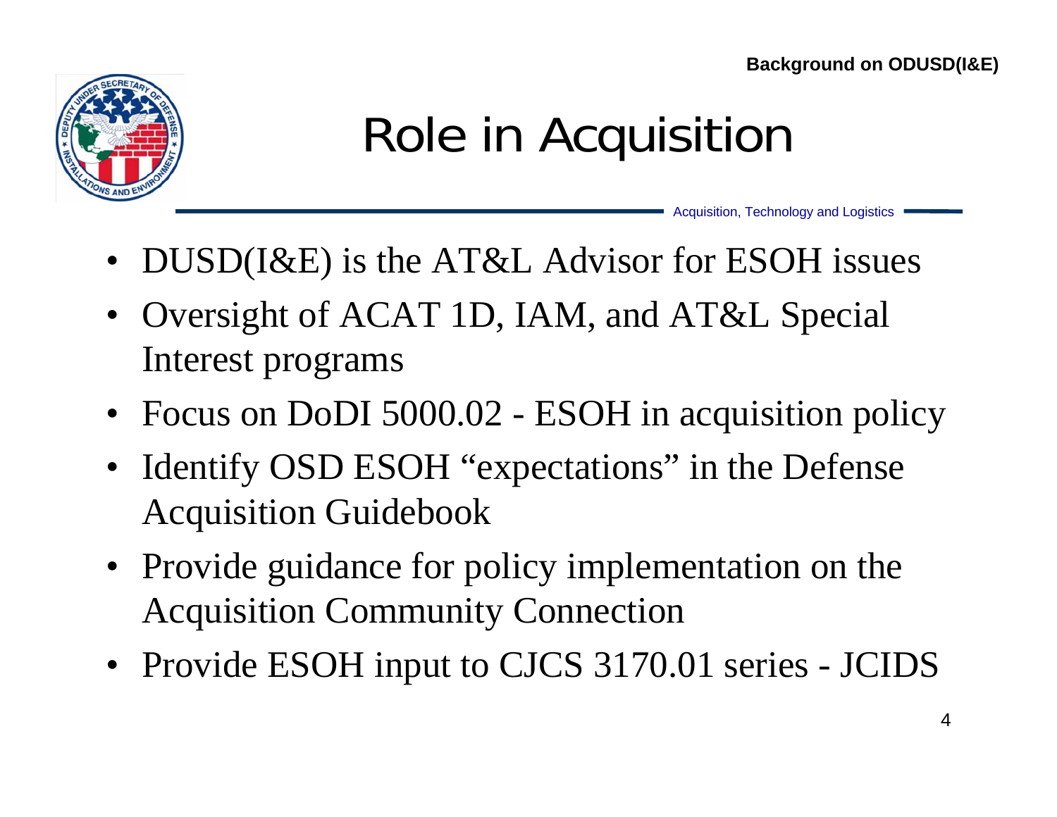# Role in Acquisition

- DUSD(I&E) is the AT&L Advisor for ESOH issues
- Oversight of ACAT 1D, IAM, and AT&L Special Interest programs
- Focus on DoDI 5000.02 - ESOH in acquisition policy
- Identify OSD ESOH "expectations" in the Defense Acquisition Guidebook
- Provide guidance for policy implementation on the Acquisition Community Connection
- Provide ESOH input to CJCS 3170.01 series - JCIDS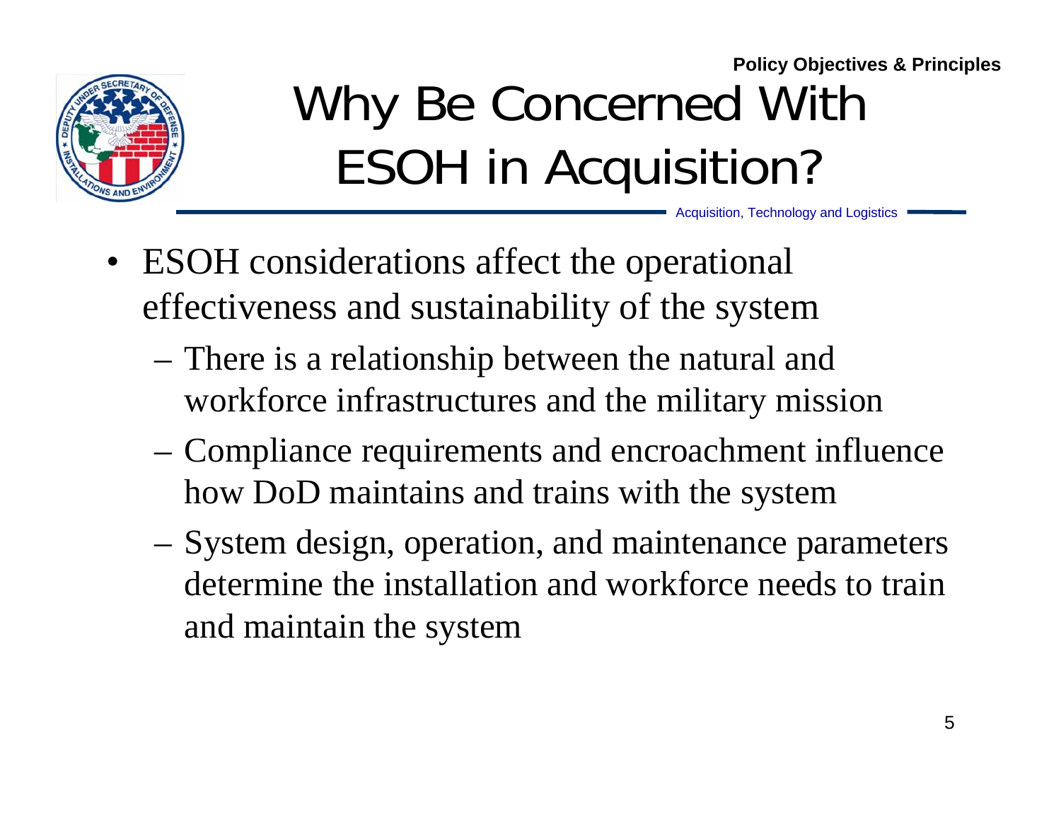Policy Objectives & Principles

# Why Be Concerned With ESOH in Acquisition?

Acquisition, Technology and Logistics

- ESOH considerations affect the operational effectiveness and sustainability of the system
  - There is a relationship between the natural and workforce infrastructures and the military mission
  - Compliance requirements and encroachment influence how DoD maintains and trains with the system
  - System design, operation, and maintenance parameters determine the installation and workforce needs to train and maintain the system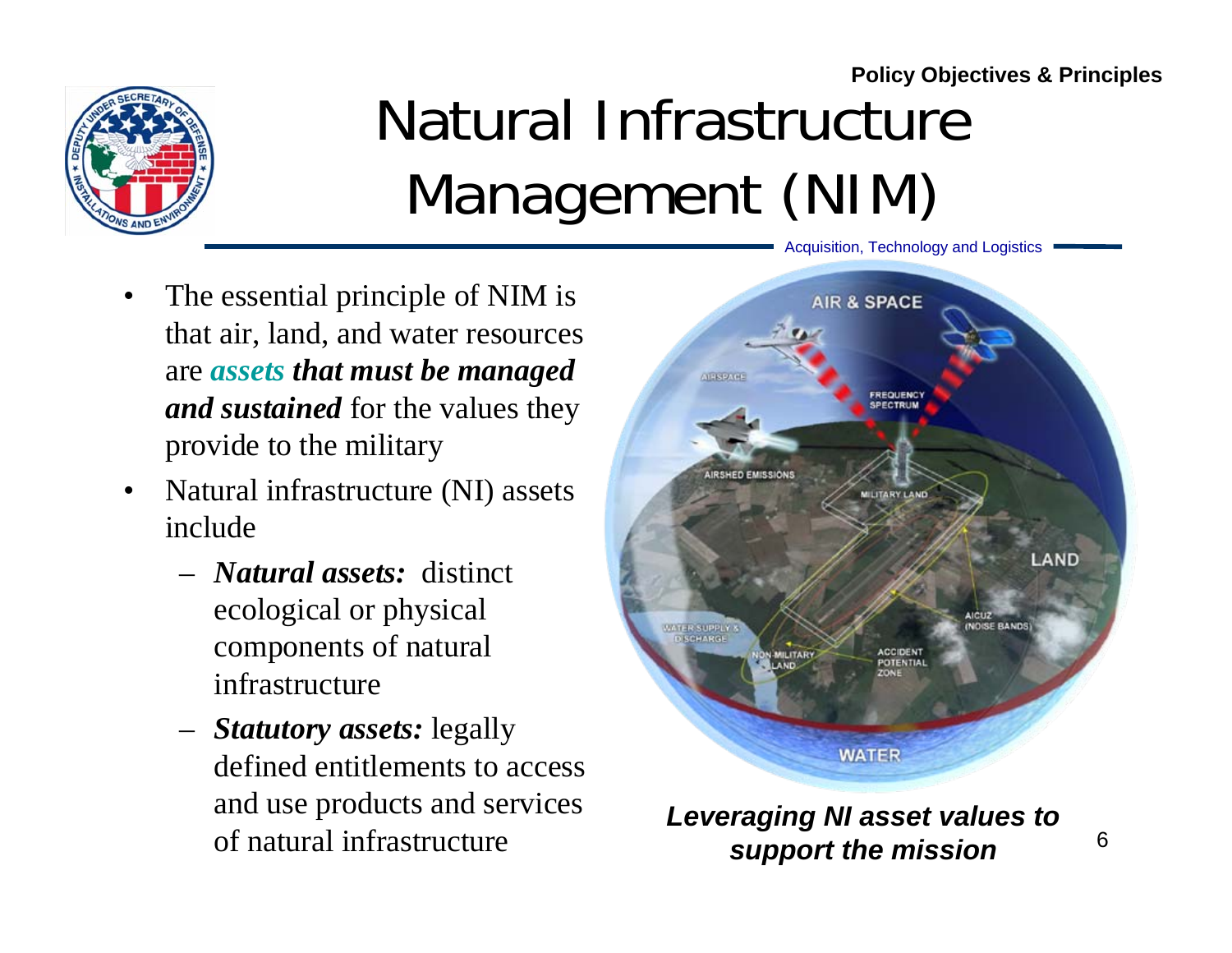# Natural Infrastructure Management (NIM)

- The essential principle of NIM is that air, land, and water resources are ***assets that must be managed and sustained*** for the values they provide to the military
- Natural infrastructure (NI) assets include
  - ***Natural assets:*** distinct ecological or physical components of natural infrastructure
  - ***Statutory assets:*** legally defined entitlements to access and use products and services of natural infrastructure

***Leveraging NI asset values to support the mission***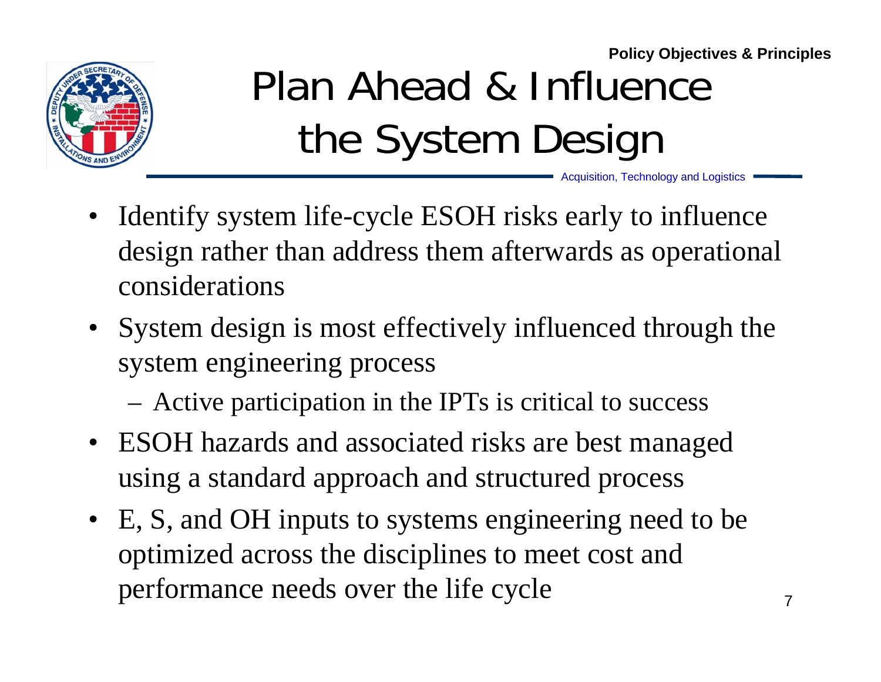Policy Objectives & Principles

# Plan Ahead & Influence the System Design

Acquisition, Technology and Logistics

- Identify system life-cycle ESOH risks early to influence design rather than address them afterwards as operational considerations
- System design is most effectively influenced through the system engineering process
  - Active participation in the IPTs is critical to success
- ESOH hazards and associated risks are best managed using a standard approach and structured process
- E, S, and OH inputs to systems engineering need to be optimized across the disciplines to meet cost and performance needs over the life cycle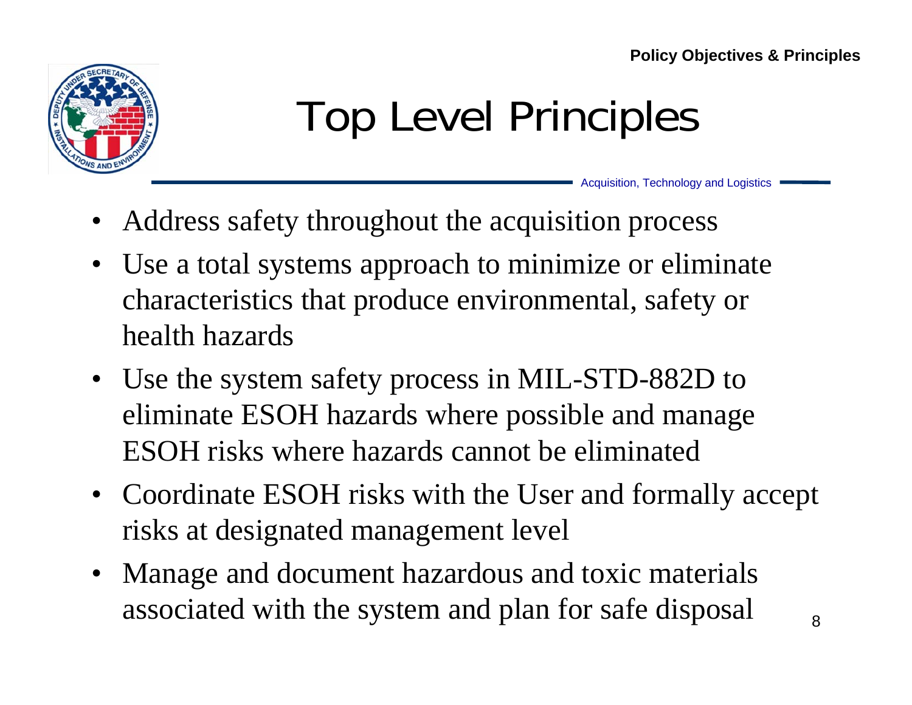# Top Level Principles

- Address safety throughout the acquisition process
- Use a total systems approach to minimize or eliminate characteristics that produce environmental, safety or health hazards
- Use the system safety process in MIL-STD-882D to eliminate ESOH hazards where possible and manage ESOH risks where hazards cannot be eliminated
- Coordinate ESOH risks with the User and formally accept risks at designated management level
- Manage and document hazardous and toxic materials associated with the system and plan for safe disposal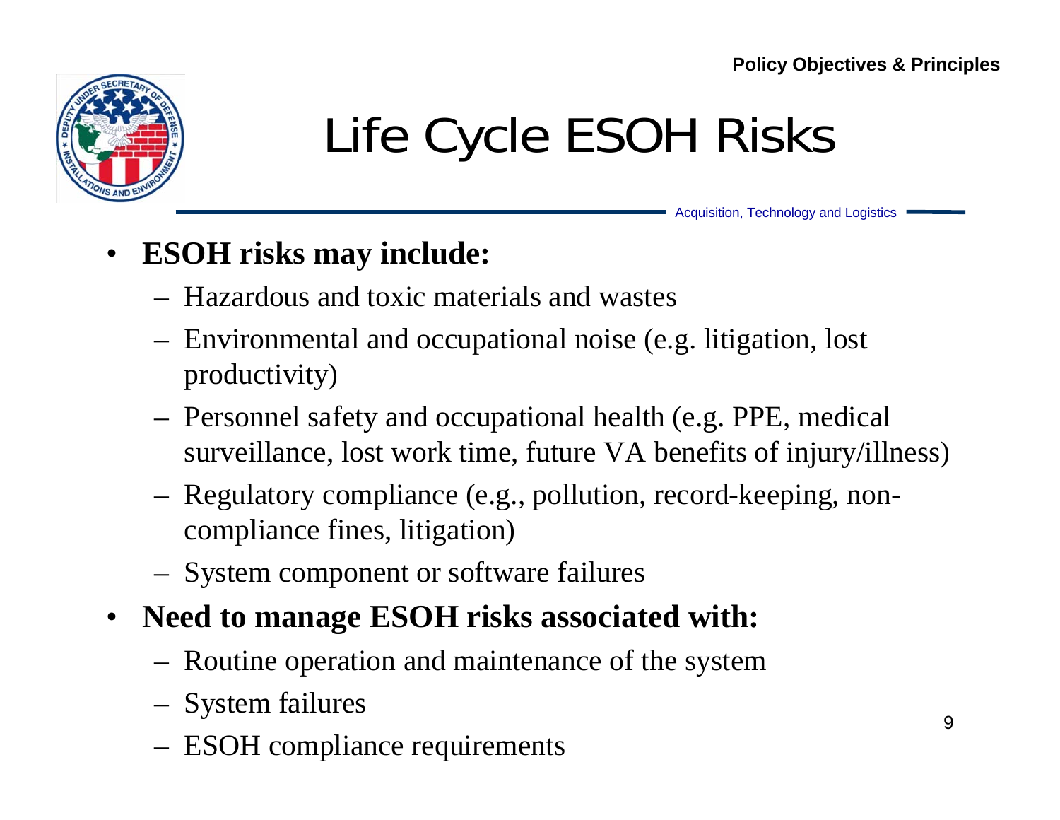# Life Cycle ESOH Risks

- **ESOH risks may include:**
  - Hazardous and toxic materials and wastes
  - Environmental and occupational noise (e.g. litigation, lost productivity)
  - Personnel safety and occupational health (e.g. PPE, medical surveillance, lost work time, future VA benefits of injury/illness)
  - Regulatory compliance (e.g., pollution, record-keeping, non-compliance fines, litigation)
  - System component or software failures
- **Need to manage ESOH risks associated with:**
  - Routine operation and maintenance of the system
  - System failures
  - ESOH compliance requirements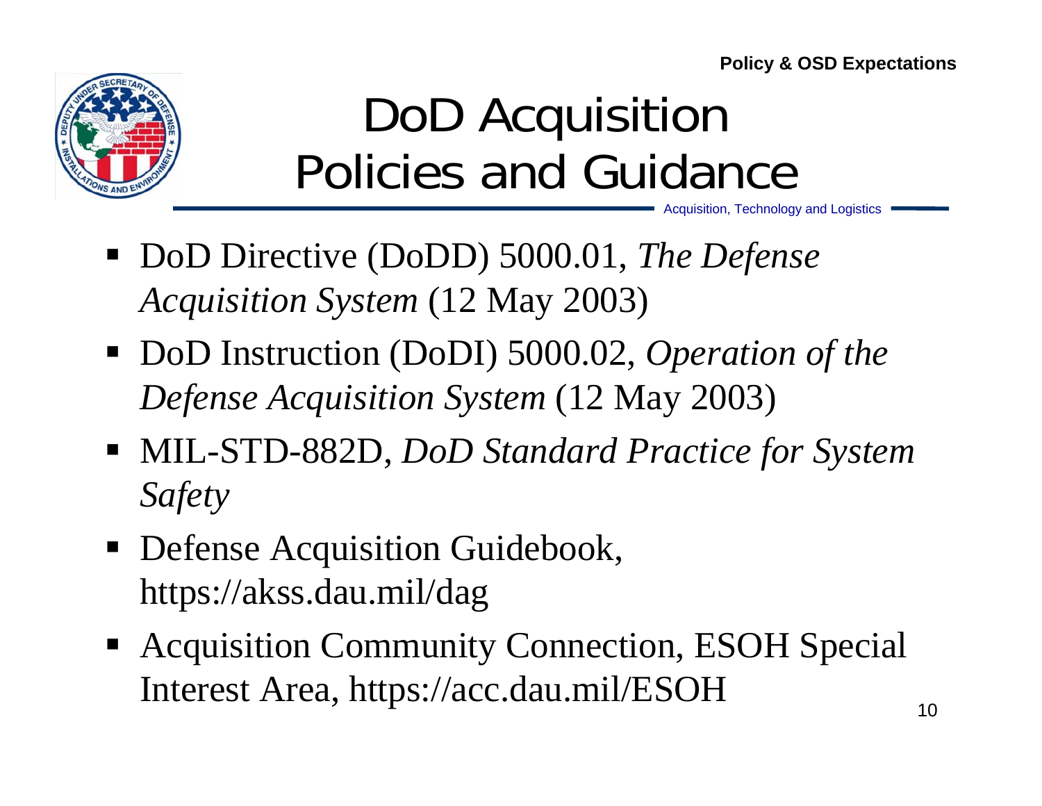# DoD Acquisition Policies and Guidance

- DoD Directive (DoDD) 5000.01, *The Defense Acquisition System* (12 May 2003)
- DoD Instruction (DoDI) 5000.02, *Operation of the Defense Acquisition System* (12 May 2003)
- MIL-STD-882D, *DoD Standard Practice for System Safety*
- Defense Acquisition Guidebook, https://akss.dau.mil/dag
- Acquisition Community Connection, ESOH Special Interest Area, https://acc.dau.mil/ESOH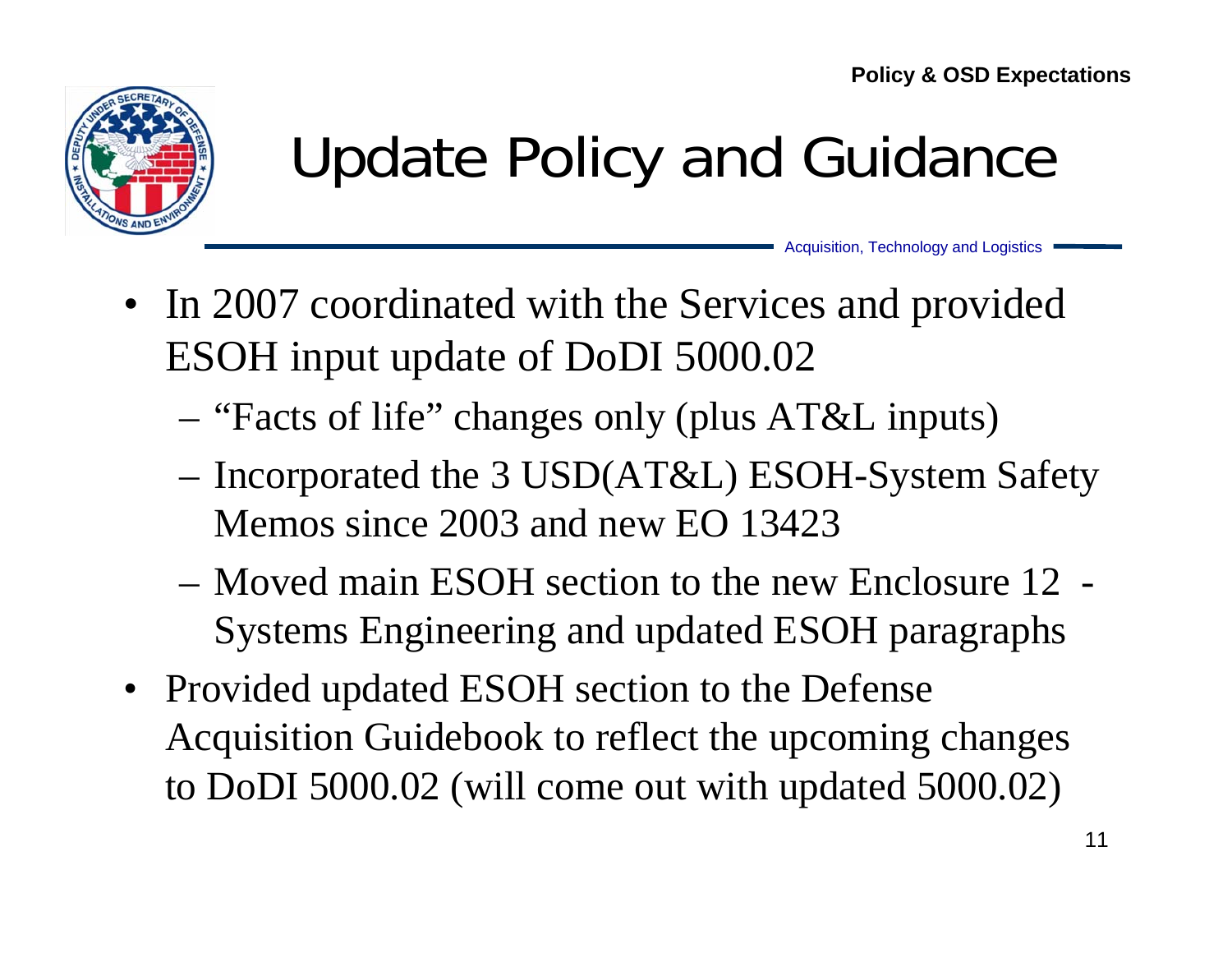# Update Policy and Guidance

- In 2007 coordinated with the Services and provided ESOH input update of DoDI 5000.02
  - "Facts of life" changes only (plus AT&L inputs)
  - Incorporated the 3 USD(AT&L) ESOH-System Safety Memos since 2003 and new EO 13423
  - Moved main ESOH section to the new Enclosure 12 - Systems Engineering and updated ESOH paragraphs
- Provided updated ESOH section to the Defense Acquisition Guidebook to reflect the upcoming changes to DoDI 5000.02 (will come out with updated 5000.02)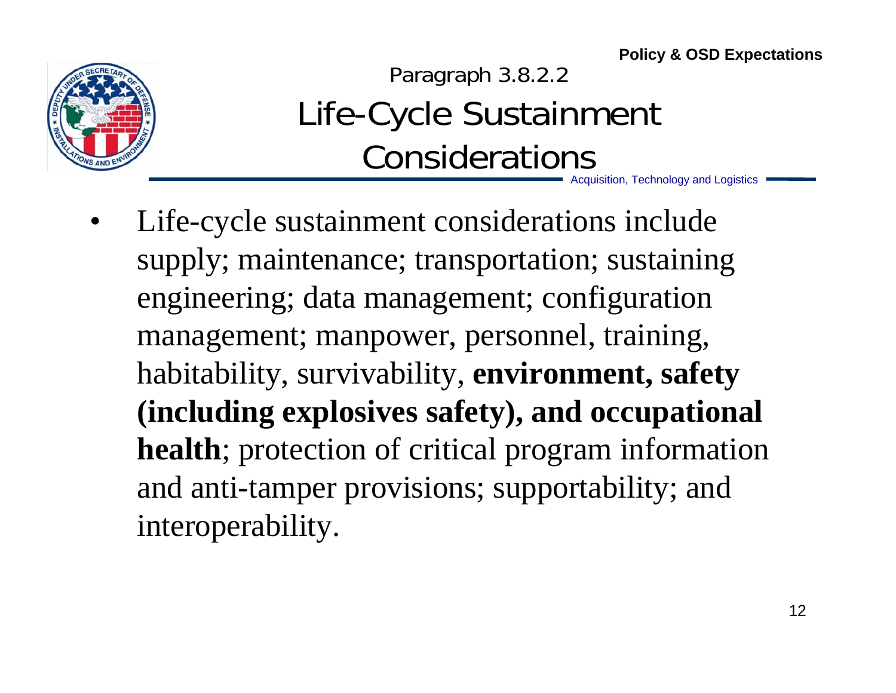Policy & OSD Expectations

Paragraph 3.8.2.2

# Life-Cycle Sustainment Considerations

Acquisition, Technology and Logistics

- Life-cycle sustainment considerations include supply; maintenance; transportation; sustaining engineering; data management; configuration management; manpower, personnel, training, habitability, survivability, **environment, safety (including explosives safety), and occupational health**; protection of critical program information and anti-tamper provisions; supportability; and interoperability.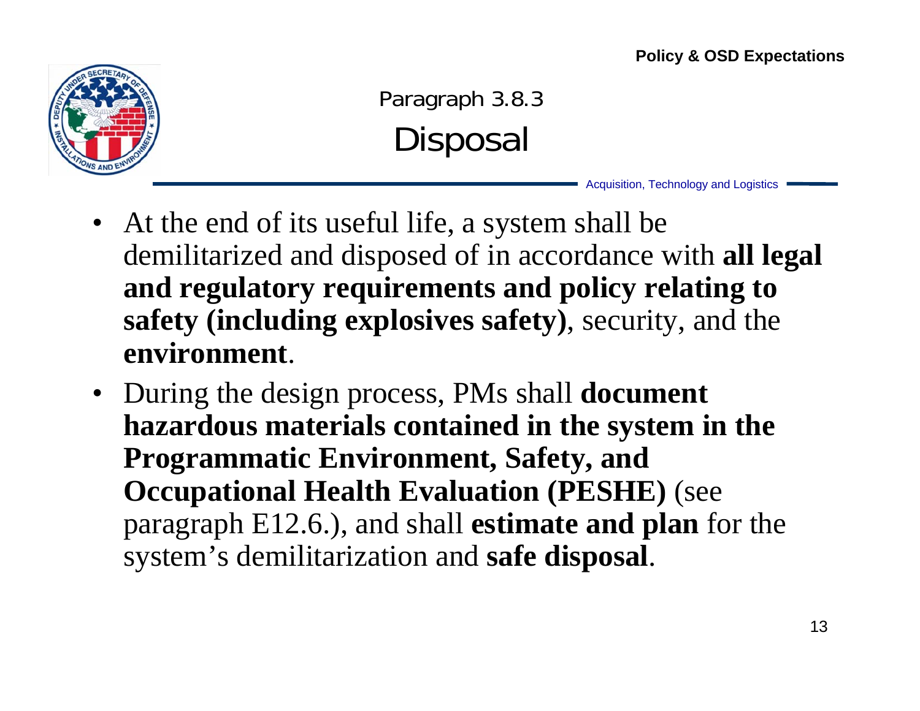Policy & OSD Expectations

## Paragraph 3.8.3
# Disposal

Acquisition, Technology and Logistics

- At the end of its useful life, a system shall be demilitarized and disposed of in accordance with **all legal and regulatory requirements and policy relating to safety (including explosives safety)**, security, and the **environment**.
- During the design process, PMs shall **document hazardous materials contained in the system in the Programmatic Environment, Safety, and Occupational Health Evaluation (PESHE)** (see paragraph E12.6.), and shall **estimate and plan** for the system's demilitarization and **safe disposal**.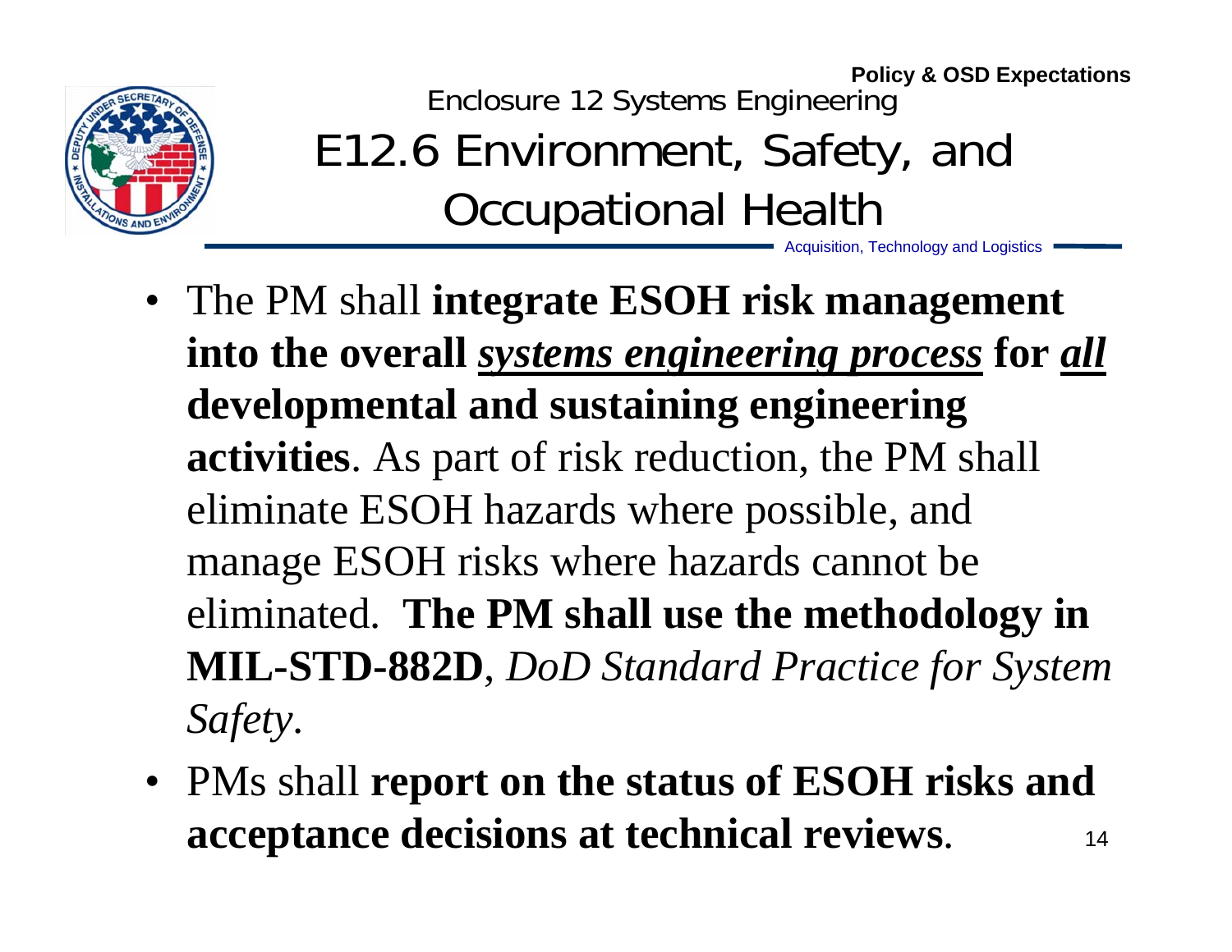Policy & OSD Expectations

Enclosure 12 Systems Engineering

# E12.6 Environment, Safety, and Occupational Health

Acquisition, Technology and Logistics

- The PM shall **integrate ESOH risk management into the overall *systems engineering process* for *all* developmental and sustaining engineering activities**. As part of risk reduction, the PM shall eliminate ESOH hazards where possible, and manage ESOH risks where hazards cannot be eliminated. **The PM shall use the methodology in MIL-STD-882D**, *DoD Standard Practice for System Safety*.
- PMs shall **report on the status of ESOH risks and acceptance decisions at technical reviews**.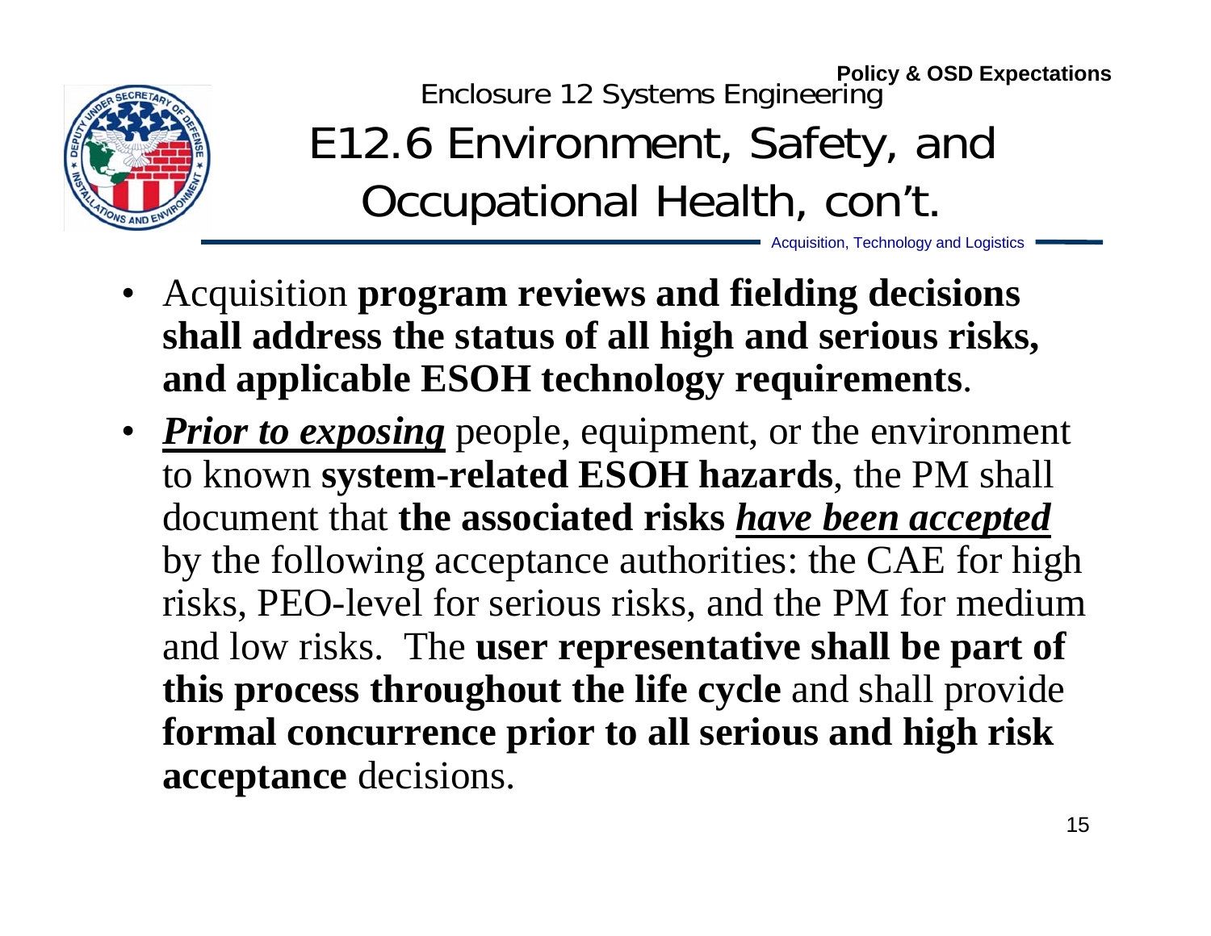Enclosure 12 Systems Engineering

**Policy & OSD Expectations**

# E12.6 Environment, Safety, and Occupational Health, con't.

Acquisition, Technology and Logistics

- Acquisition **program reviews and fielding decisions shall address the status of all high and serious risks, and applicable ESOH technology requirements**.
- ***Prior to exposing*** people, equipment, or the environment to known **system-related ESOH hazards**, the PM shall document that **the associated risks *have been accepted*** by the following acceptance authorities: the CAE for high risks, PEO-level for serious risks, and the PM for medium and low risks. The **user representative shall be part of this process throughout the life cycle** and shall provide **formal concurrence prior to all serious and high risk acceptance** decisions.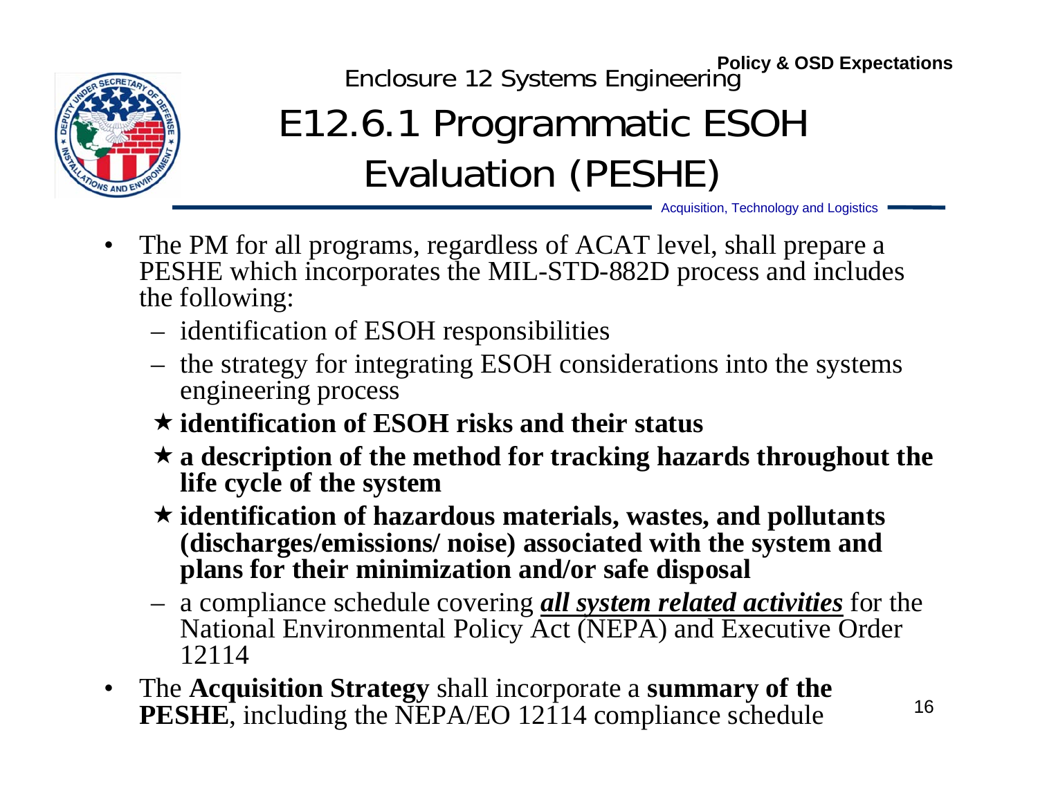Policy & OSD Expectations

Enclosure 12 Systems Engineering

# E12.6.1 Programmatic ESOH Evaluation (PESHE)

Acquisition, Technology and Logistics

- The PM for all programs, regardless of ACAT level, shall prepare a PESHE which incorporates the MIL-STD-882D process and includes the following:
  - identification of ESOH responsibilities
  - the strategy for integrating ESOH considerations into the systems engineering process
  - ★ **identification of ESOH risks and their status**
  - ★ **a description of the method for tracking hazards throughout the life cycle of the system**
  - ★ **identification of hazardous materials, wastes, and pollutants (discharges/emissions/ noise) associated with the system and plans for their minimization and/or safe disposal**
  - a compliance schedule covering ***all system related activities*** for the National Environmental Policy Act (NEPA) and Executive Order 12114
- The **Acquisition Strategy** shall incorporate a **summary of the PESHE**, including the NEPA/EO 12114 compliance schedule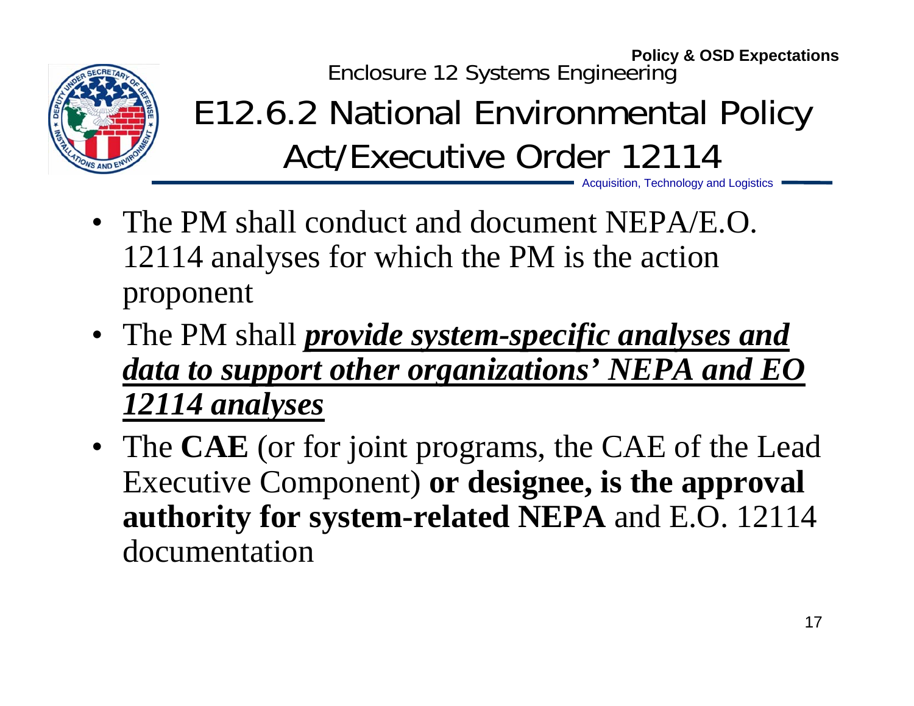**Policy & OSD Expectations**

Enclosure 12 Systems Engineering

# E12.6.2 National Environmental Policy Act/Executive Order 12114

Acquisition, Technology and Logistics

- The PM shall conduct and document NEPA/E.O. 12114 analyses for which the PM is the action proponent
- The PM shall ***provide system-specific analyses and data to support other organizations' NEPA and EO 12114 analyses***
- The **CAE** (or for joint programs, the CAE of the Lead Executive Component) **or designee, is the approval authority for system-related NEPA** and E.O. 12114 documentation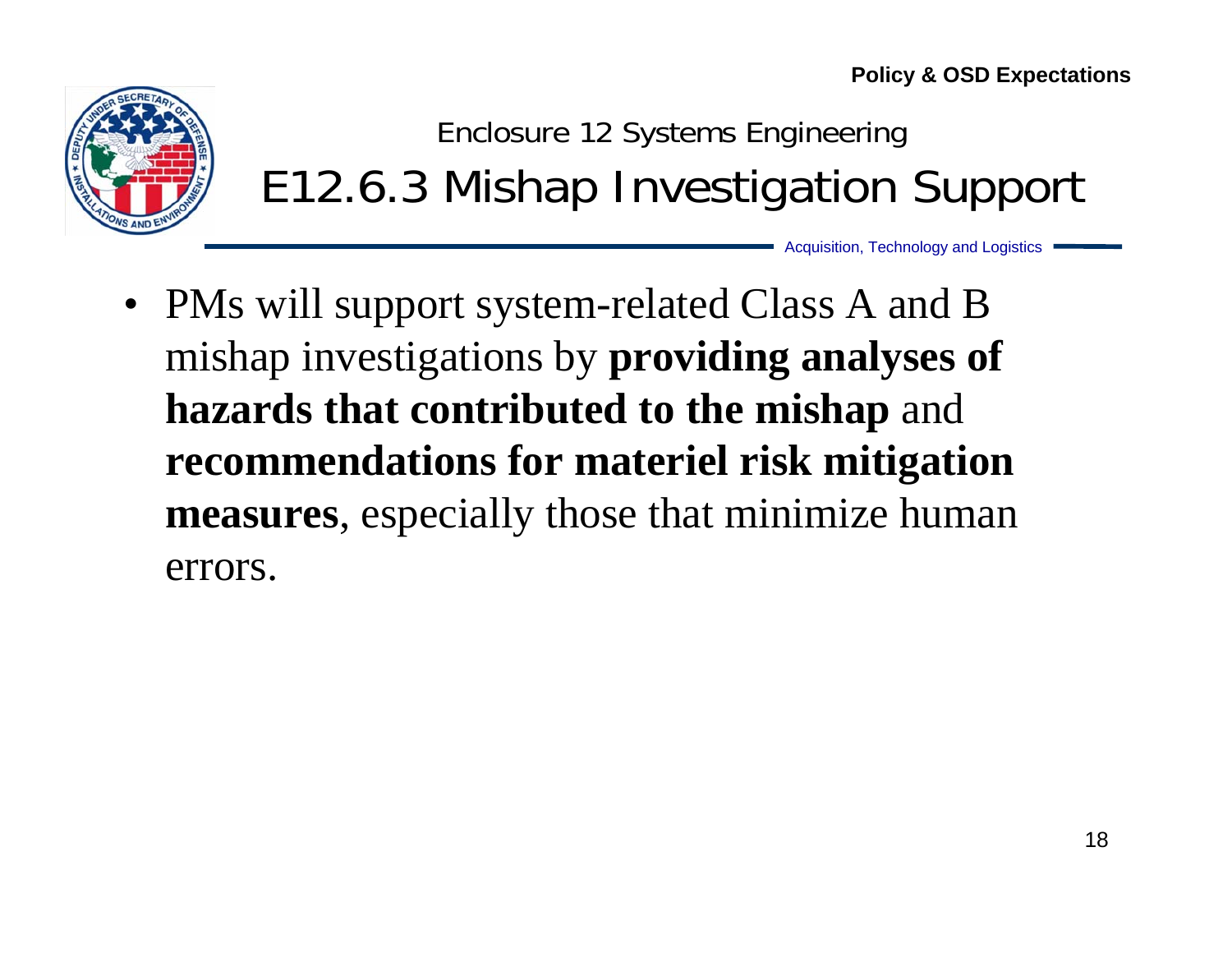Policy & OSD Expectations

Enclosure 12 Systems Engineering

# E12.6.3 Mishap Investigation Support

Acquisition, Technology and Logistics

- PMs will support system-related Class A and B mishap investigations by **providing analyses of hazards that contributed to the mishap** and **recommendations for materiel risk mitigation measures**, especially those that minimize human errors.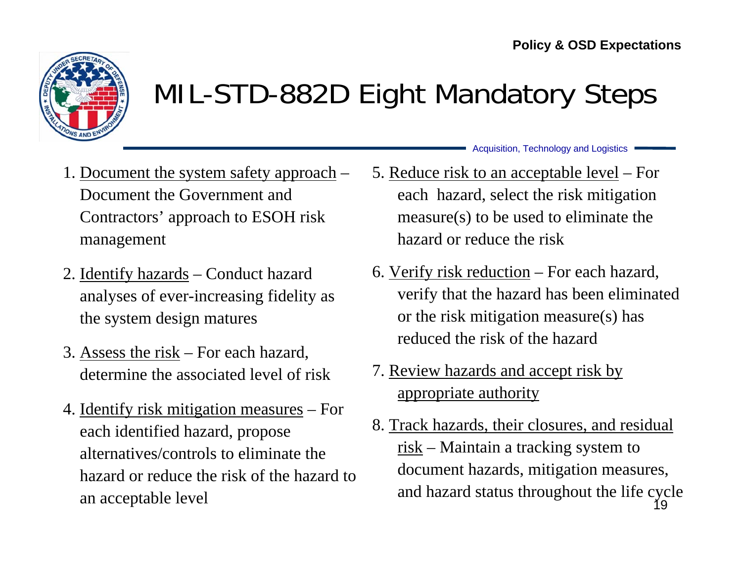# MIL-STD-882D Eight Mandatory Steps

1. Document the system safety approach – Document the Government and Contractors' approach to ESOH risk management
2. Identify hazards – Conduct hazard analyses of ever-increasing fidelity as the system design matures
3. Assess the risk – For each hazard, determine the associated level of risk
4. Identify risk mitigation measures – For each identified hazard, propose alternatives/controls to eliminate the hazard or reduce the risk of the hazard to an acceptable level
5. Reduce risk to an acceptable level – For each hazard, select the risk mitigation measure(s) to be used to eliminate the hazard or reduce the risk
6. Verify risk reduction – For each hazard, verify that the hazard has been eliminated or the risk mitigation measure(s) has reduced the risk of the hazard
7. Review hazards and accept risk by appropriate authority
8. Track hazards, their closures, and residual risk – Maintain a tracking system to document hazards, mitigation measures, and hazard status throughout the life cycle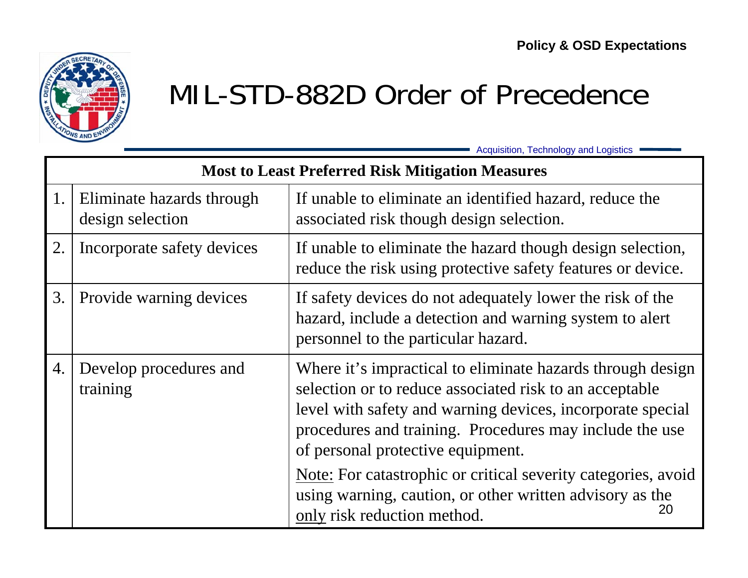Policy & OSD Expectations

# MIL-STD-882D Order of Precedence

Acquisition, Technology and Logistics

| Most to Least Preferred Risk Mitigation Measures | | |
|---|---|---|
| 1. | Eliminate hazards through design selection | If unable to eliminate an identified hazard, reduce the associated risk though design selection. |
| 2. | Incorporate safety devices | If unable to eliminate the hazard though design selection, reduce the risk using protective safety features or device. |
| 3. | Provide warning devices | If safety devices do not adequately lower the risk of the hazard, include a detection and warning system to alert personnel to the particular hazard. |
| 4. | Develop procedures and training | Where it's impractical to eliminate hazards through design selection or to reduce associated risk to an acceptable level with safety and warning devices, incorporate special procedures and training. Procedures may include the use of personal protective equipment.<br><br>Note: For catastrophic or critical severity categories, avoid using warning, caution, or other written advisory as the only risk reduction method. |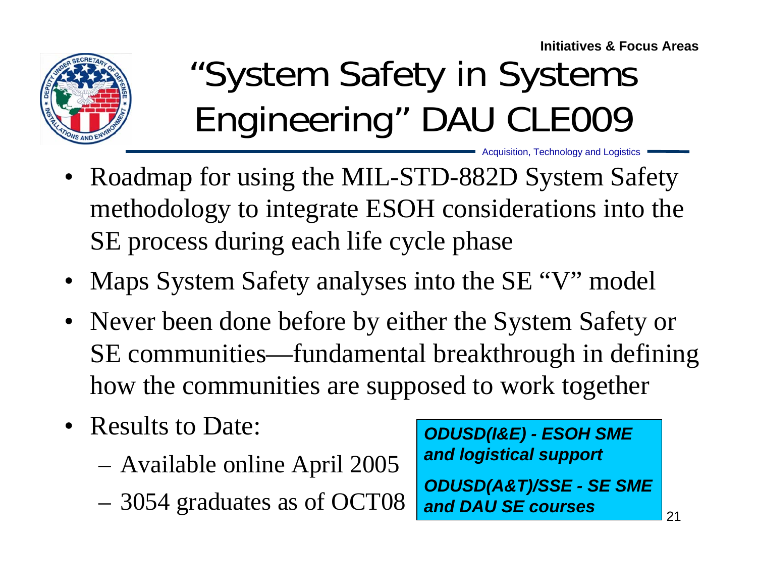Initiatives & Focus Areas

# "System Safety in Systems Engineering" DAU CLE009

Acquisition, Technology and Logistics

- Roadmap for using the MIL-STD-882D System Safety methodology to integrate ESOH considerations into the SE process during each life cycle phase
- Maps System Safety analyses into the SE "V" model
- Never been done before by either the System Safety or SE communities—fundamental breakthrough in defining how the communities are supposed to work together
- Results to Date:
  - Available online April 2005
  - 3054 graduates as of OCT08

***ODUSD(I&E) - ESOH SME and logistical support***

***ODUSD(A&T)/SSE - SE SME and DAU SE courses***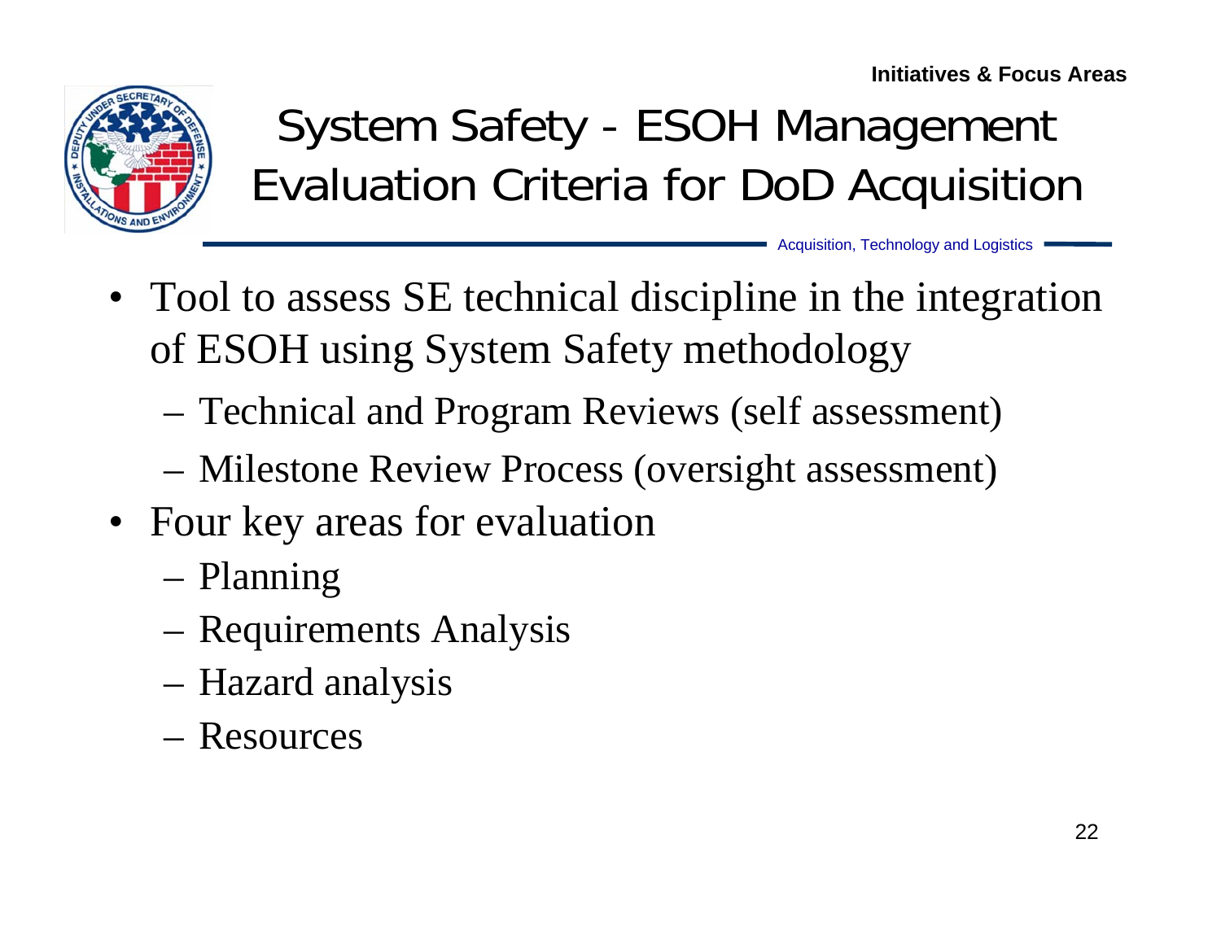# System Safety - ESOH Management Evaluation Criteria for DoD Acquisition

- Tool to assess SE technical discipline in the integration of ESOH using System Safety methodology
  - Technical and Program Reviews (self assessment)
  - Milestone Review Process (oversight assessment)
- Four key areas for evaluation
  - Planning
  - Requirements Analysis
  - Hazard analysis
  - Resources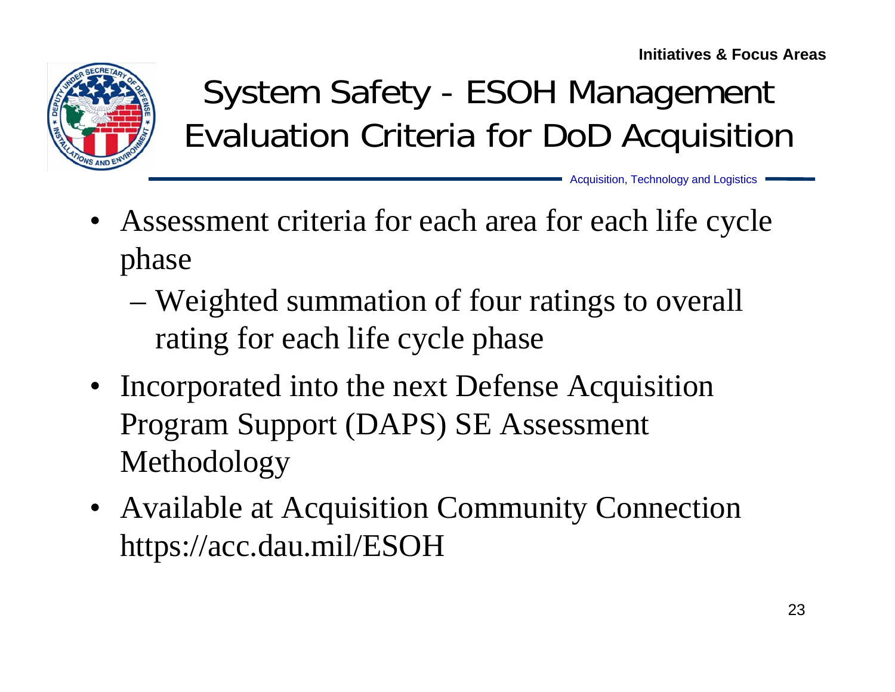# System Safety - ESOH Management Evaluation Criteria for DoD Acquisition

- Assessment criteria for each area for each life cycle phase
  - Weighted summation of four ratings to overall rating for each life cycle phase
- Incorporated into the next Defense Acquisition Program Support (DAPS) SE Assessment Methodology
- Available at Acquisition Community Connection https://acc.dau.mil/ESOH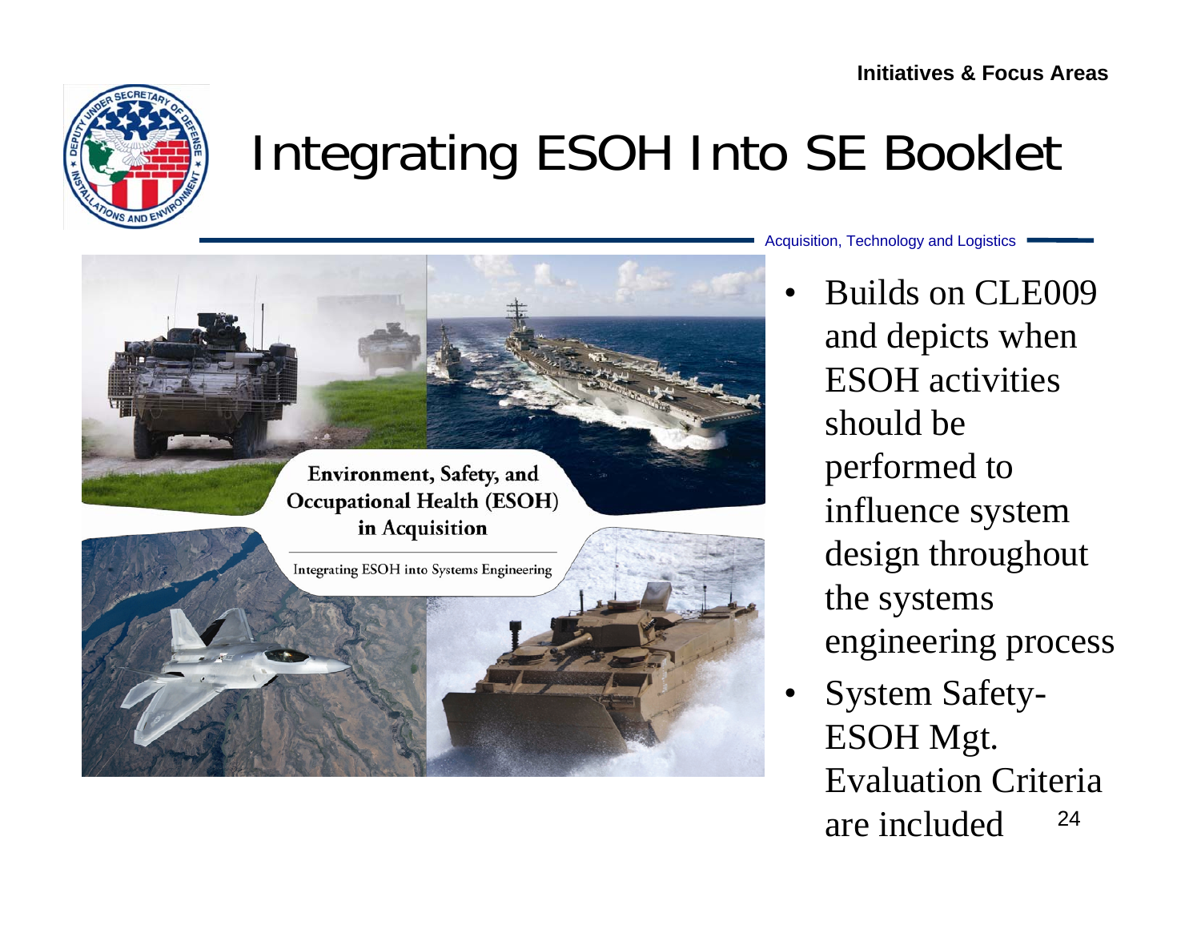Initiatives & Focus Areas

# Integrating ESOH Into SE Booklet

Acquisition, Technology and Logistics

Environment, Safety, and Occupational Health (ESOH) in Acquisition

Integrating ESOH into Systems Engineering

- Builds on CLE009 and depicts when ESOH activities should be performed to influence system design throughout the systems engineering process
- System Safety-ESOH Mgt. Evaluation Criteria are included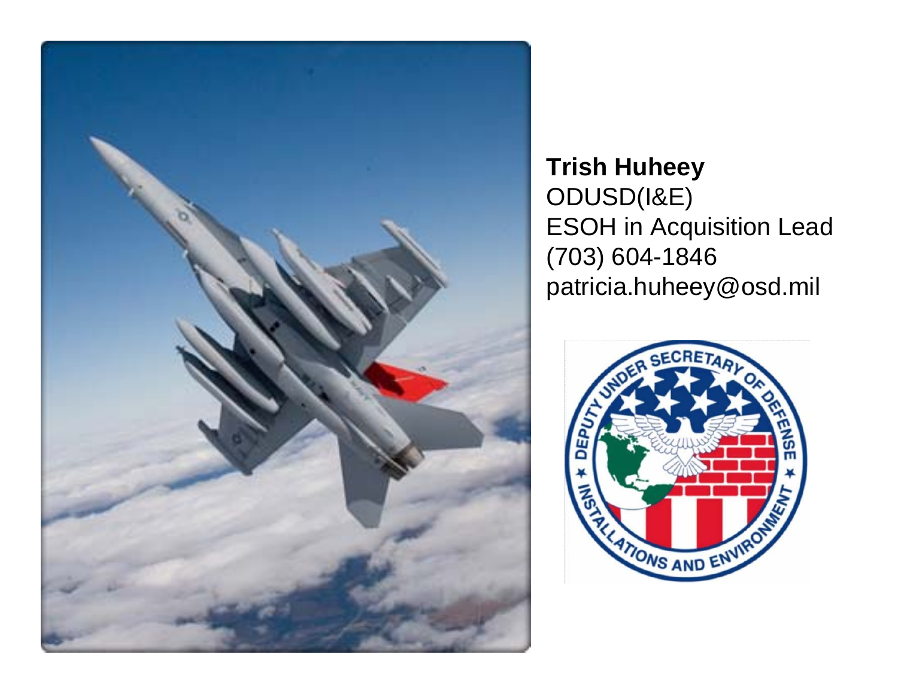**Trish Huheey**
ODUSD(I&E)
ESOH in Acquisition Lead
(703) 604-1846
patricia.huheey@osd.mil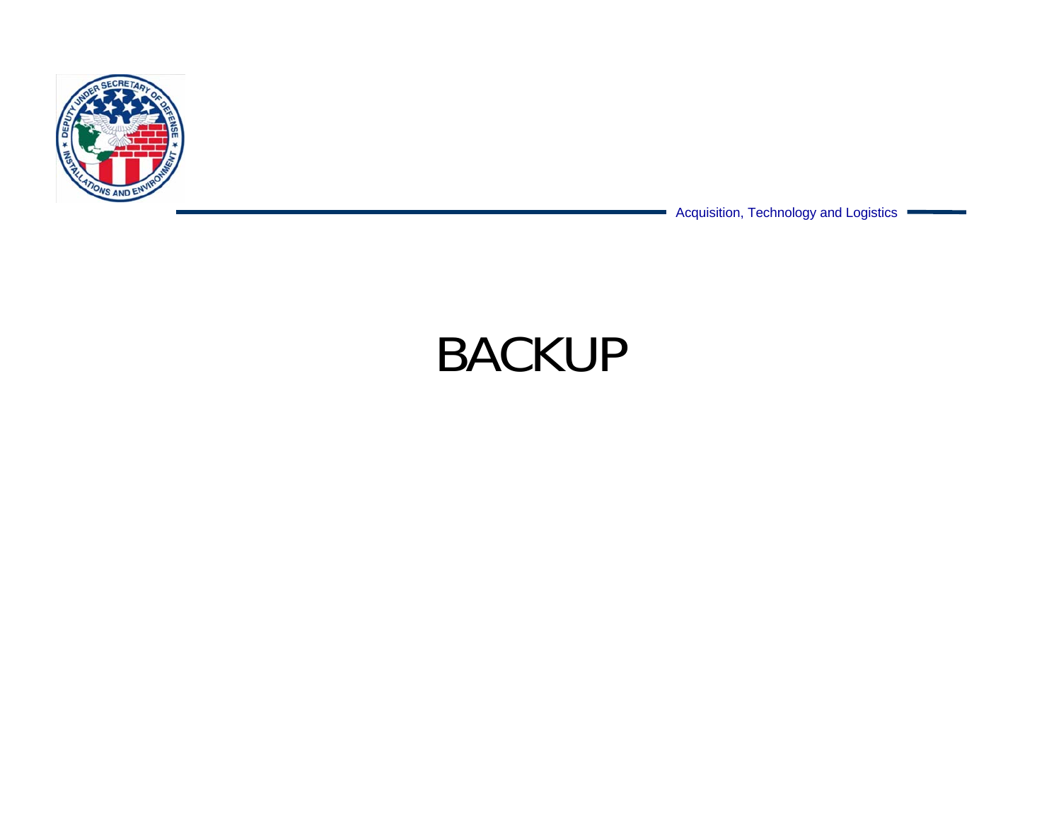# BACKUP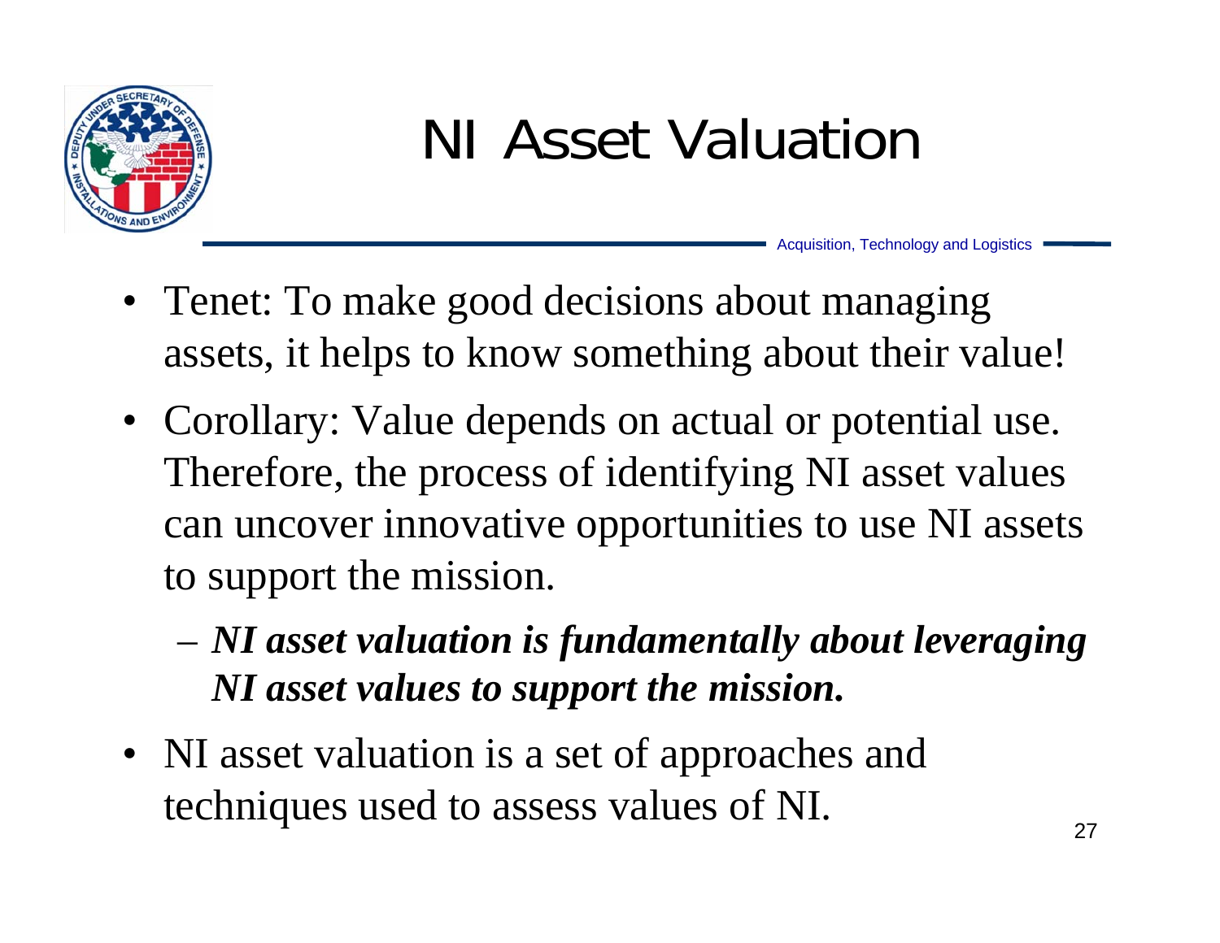# NI Asset Valuation

- Tenet: To make good decisions about managing assets, it helps to know something about their value!
- Corollary: Value depends on actual or potential use. Therefore, the process of identifying NI asset values can uncover innovative opportunities to use NI assets to support the mission.
  - ***NI asset valuation is fundamentally about leveraging NI asset values to support the mission.***
- NI asset valuation is a set of approaches and techniques used to assess values of NI.